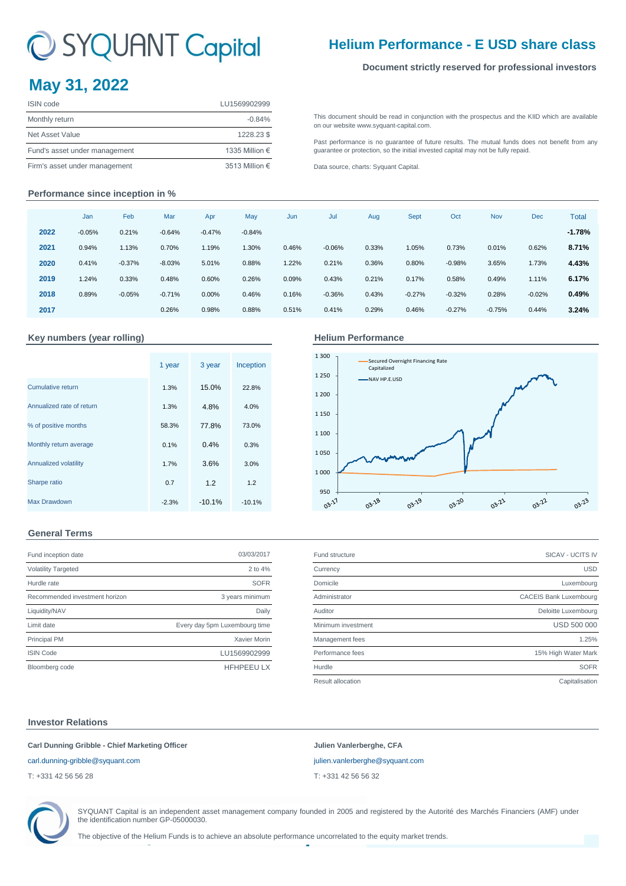# SYQUANT Capital

## Helium Performance - E USD share class

**Document strictly reserved for professional investors**

# May 31, 2022

| ISIN code | LU1569902999 |
|---|---|
| Monthly return | -0.84% |
| Net Asset Value | 1228.23 $ |
| Fund's asset under management | 1335 Million € |
| Firm's asset under management | 3513 Million € |

This document should be read in conjunction with the prospectus and the KIID which are available on our website www.syquant-capital.com.

Past performance is no guarantee of future results. The mutual funds does not benefit from any guarantee or protection, so the initial invested capital may not be fully repaid.

Data source, charts: Syquant Capital.

## Performance since inception in %

| | Jan | Feb | Mar | Apr | May | Jun | Jul | Aug | Sept | Oct | Nov | Dec | Total |
|---|---|---|---|---|---|---|---|---|---|---|---|---|---|
| **2022** | -0.05% | 0.21% | -0.64% | -0.47% | -0.84% | | | | | | | | **-1.78%** |
| **2021** | 0.94% | 1.13% | 0.70% | 1.19% | 1.30% | 0.46% | -0.06% | 0.33% | 1.05% | 0.73% | 0.01% | 0.62% | **8.71%** |
| **2020** | 0.41% | -0.37% | -8.03% | 5.01% | 0.88% | 1.22% | 0.21% | 0.36% | 0.80% | -0.98% | 3.65% | 1.73% | **4.43%** |
| **2019** | 1.24% | 0.33% | 0.48% | 0.60% | 0.26% | 0.09% | 0.43% | 0.21% | 0.17% | 0.58% | 0.49% | 1.11% | **6.17%** |
| **2018** | 0.89% | -0.05% | -0.71% | 0.00% | 0.46% | 0.16% | -0.36% | 0.43% | -0.27% | -0.32% | 0.28% | -0.02% | **0.49%** |
| **2017** | | | 0.26% | 0.98% | 0.88% | 0.51% | 0.41% | 0.29% | 0.46% | -0.27% | -0.75% | 0.44% | **3.24%** |

## Key numbers (year rolling)

| | 1 year | 3 year | Inception |
|---|---|---|---|
| Cumulative return | 1.3% | 15.0% | 22.8% |
| Annualized rate of return | 1.3% | 4.8% | 4.0% |
| % of positive months | 58.3% | 77.8% | 73.0% |
| Monthly return average | 0.1% | 0.4% | 0.3% |
| Annualized volatility | 1.7% | 3.6% | 3.0% |
| Sharpe ratio | 0.7 | 1.2 | 1.2 |
| Max Drawdown | -2.3% | -10.1% | -10.1% |

## Helium Performance

## General Terms

| Fund inception date | 03/03/2017 |
|---|---|
| Volatility Targeted | 2 to 4% |
| Hurdle rate | SOFR |
| Recommended investment horizon | 3 years minimum |
| Liquidity/NAV | Daily |
| Limit date | Every day 5pm Luxembourg time |
| Principal PM | Xavier Morin |
| ISIN Code | LU1569902999 |
| Bloomberg code | HFHPEEU LX |

| Fund structure | SICAV - UCITS IV |
|---|---|
| Currency | USD |
| Domicile | Luxembourg |
| Administrator | CACEIS Bank Luxembourg |
| Auditor | Deloitte Luxembourg |
| Minimum investment | USD 500 000 |
| Management fees | 1.25% |
| Performance fees | 15% High Water Mark |
| Hurdle | SOFR |
| Result allocation | Capitalisation |

## Investor Relations

**Carl Dunning Gribble - Chief Marketing Officer**
carl.dunning-gribble@syquant.com
T: +331 42 56 56 28

**Julien Vanlerberghe, CFA**
julien.vanlerberghe@syquant.com
T: +331 42 56 56 32

SYQUANT Capital is an independent asset management company founded in 2005 and registered by the Autorité des Marchés Financiers (AMF) under the identification number GP-05000030.

The objective of the Helium Funds is to achieve an absolute performance uncorrelated to the equity market trends.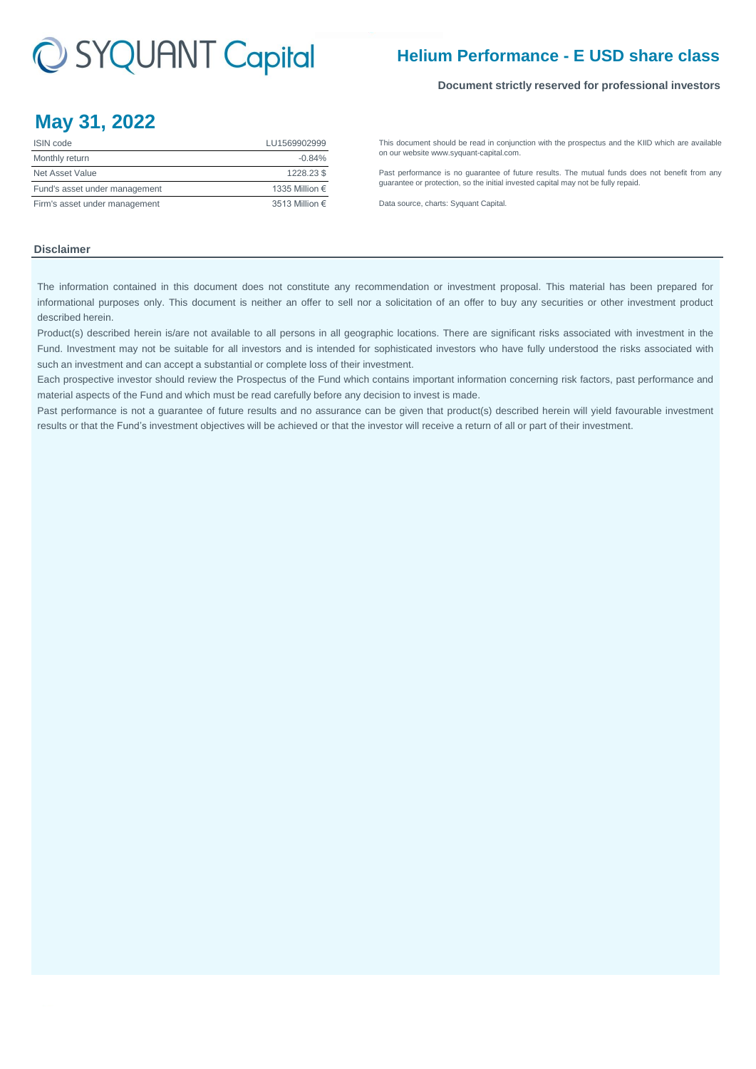# SYQUANT Capital

## Helium Performance - E USD share class

**Document strictly reserved for professional investors**

# May 31, 2022

| ISIN code | LU1569902999 |
| --- | --- |
| Monthly return | -0.84% |
| Net Asset Value | 1228.23 $ |
| Fund's asset under management | 1335 Million € |
| Firm's asset under management | 3513 Million € |

This document should be read in conjunction with the prospectus and the KIID which are available on our website www.syquant-capital.com.

Past performance is no guarantee of future results. The mutual funds does not benefit from any guarantee or protection, so the initial invested capital may not be fully repaid.

Data source, charts: Syquant Capital.

### Disclaimer

The information contained in this document does not constitute any recommendation or investment proposal. This material has been prepared for informational purposes only. This document is neither an offer to sell nor a solicitation of an offer to buy any securities or other investment product described herein.

Product(s) described herein is/are not available to all persons in all geographic locations. There are significant risks associated with investment in the Fund. Investment may not be suitable for all investors and is intended for sophisticated investors who have fully understood the risks associated with such an investment and can accept a substantial or complete loss of their investment.

Each prospective investor should review the Prospectus of the Fund which contains important information concerning risk factors, past performance and material aspects of the Fund and which must be read carefully before any decision to invest is made.

Past performance is not a guarantee of future results and no assurance can be given that product(s) described herein will yield favourable investment results or that the Fund's investment objectives will be achieved or that the investor will receive a return of all or part of their investment.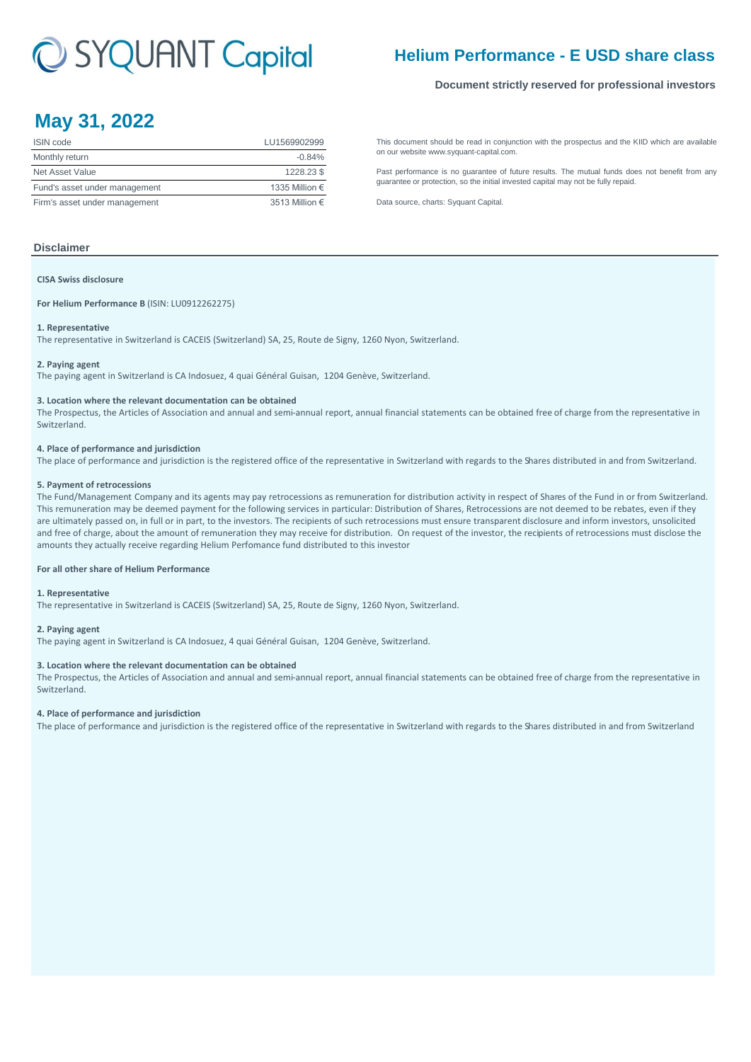# Helium Performance - E USD share class

**Document strictly reserved for professional investors**

## May 31, 2022

| | |
|---|---|
| ISIN code | LU1569902999 |
| Monthly return | -0.84% |
| Net Asset Value | 1228.23 $ |
| Fund's asset under management | 1335 Million € |
| Firm's asset under management | 3513 Million € |

This document should be read in conjunction with the prospectus and the KIID which are available on our website www.syquant-capital.com.

Past performance is no guarantee of future results. The mutual funds does not benefit from any guarantee or protection, so the initial invested capital may not be fully repaid.

Data source, charts: Syquant Capital.

### Disclaimer

**CISA Swiss disclosure**

**For Helium Performance B** (ISIN: LU0912262275)

**1. Representative**
The representative in Switzerland is CACEIS (Switzerland) SA, 25, Route de Signy, 1260 Nyon, Switzerland.

**2. Paying agent**
The paying agent in Switzerland is CA Indosuez, 4 quai Général Guisan, 1204 Genève, Switzerland.

**3. Location where the relevant documentation can be obtained**
The Prospectus, the Articles of Association and annual and semi-annual report, annual financial statements can be obtained free of charge from the representative in Switzerland.

**4. Place of performance and jurisdiction**
The place of performance and jurisdiction is the registered office of the representative in Switzerland with regards to the Shares distributed in and from Switzerland.

**5. Payment of retrocessions**
The Fund/Management Company and its agents may pay retrocessions as remuneration for distribution activity in respect of Shares of the Fund in or from Switzerland. This remuneration may be deemed payment for the following services in particular: Distribution of Shares, Retrocessions are not deemed to be rebates, even if they are ultimately passed on, in full or in part, to the investors. The recipients of such retrocessions must ensure transparent disclosure and inform investors, unsolicited and free of charge, about the amount of remuneration they may receive for distribution. On request of the investor, the recipients of retrocessions must disclose the amounts they actually receive regarding Helium Perfomance fund distributed to this investor

**For all other share of Helium Performance**

**1. Representative**
The representative in Switzerland is CACEIS (Switzerland) SA, 25, Route de Signy, 1260 Nyon, Switzerland.

**2. Paying agent**
The paying agent in Switzerland is CA Indosuez, 4 quai Général Guisan, 1204 Genève, Switzerland.

**3. Location where the relevant documentation can be obtained**
The Prospectus, the Articles of Association and annual and semi-annual report, annual financial statements can be obtained free of charge from the representative in Switzerland.

**4. Place of performance and jurisdiction**
The place of performance and jurisdiction is the registered office of the representative in Switzerland with regards to the Shares distributed in and from Switzerland